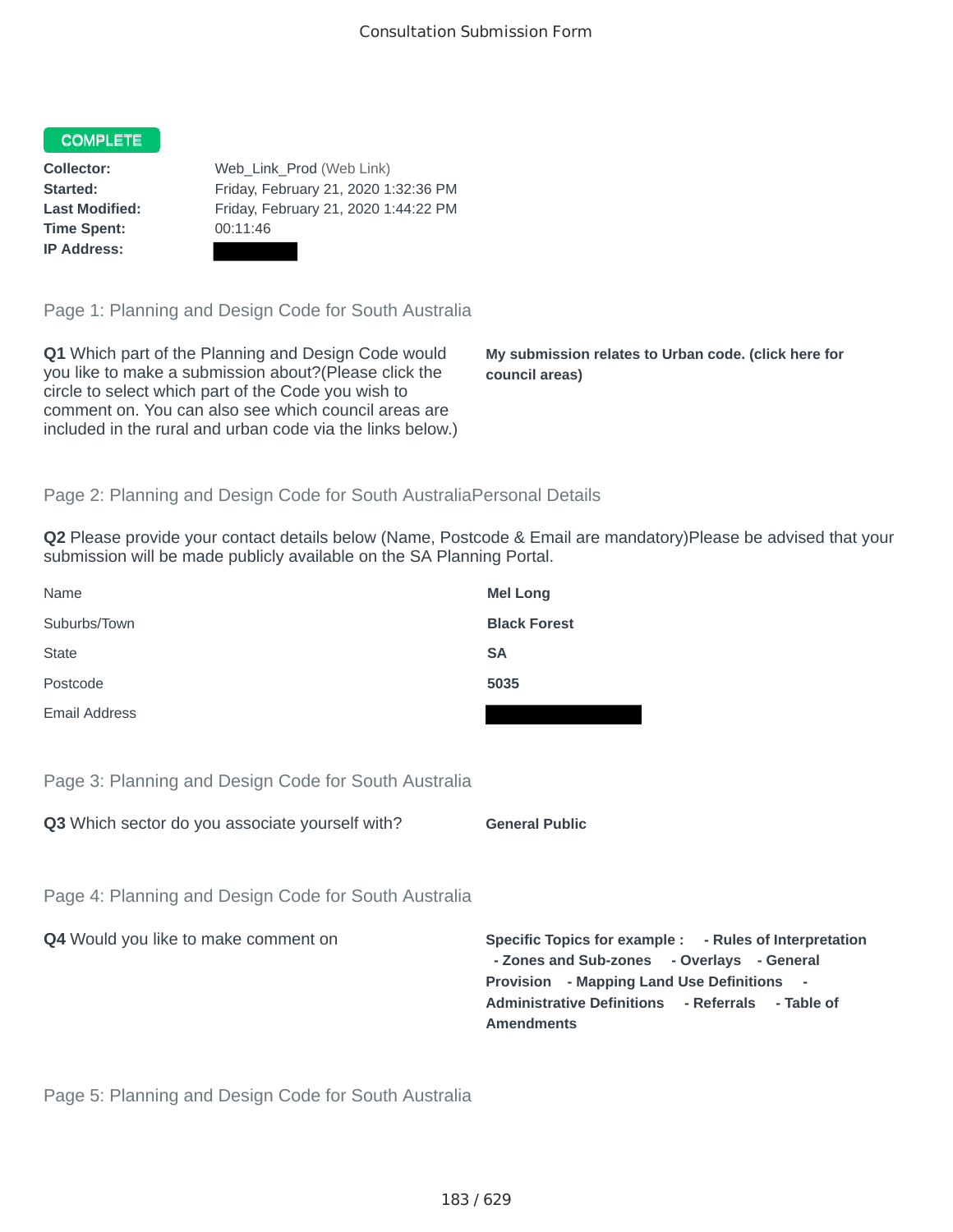Consultation Submission Form

**COMPLETE**

| | |
|---|---|
| **Collector:** | Web_Link_Prod (Web Link) |
| **Started:** | Friday, February 21, 2020 1:32:36 PM |
| **Last Modified:** | Friday, February 21, 2020 1:44:22 PM |
| **Time Spent:** | 00:11:46 |
| **IP Address:** | |

## Page 1: Planning and Design Code for South Australia

**Q1** Which part of the Planning and Design Code would you like to make a submission about?(Please click the circle to select which part of the Code you wish to comment on. You can also see which council areas are included in the rural and urban code via the links below.)

**My submission relates to Urban code. (click here for council areas)**

## Page 2: Planning and Design Code for South AustraliaPersonal Details

**Q2** Please provide your contact details below (Name, Postcode & Email are mandatory)Please be advised that your submission will be made publicly available on the SA Planning Portal.

| | |
|---|---|
| Name | **Mel Long** |
| Suburbs/Town | **Black Forest** |
| State | **SA** |
| Postcode | **5035** |
| Email Address | |

## Page 3: Planning and Design Code for South Australia

**Q3** Which sector do you associate yourself with?

**General Public**

## Page 4: Planning and Design Code for South Australia

**Q4** Would you like to make comment on

**Specific Topics for example : - Rules of Interpretation - Zones and Sub-zones - Overlays - General Provision - Mapping Land Use Definitions - Administrative Definitions - Referrals - Table of Amendments**

## Page 5: Planning and Design Code for South Australia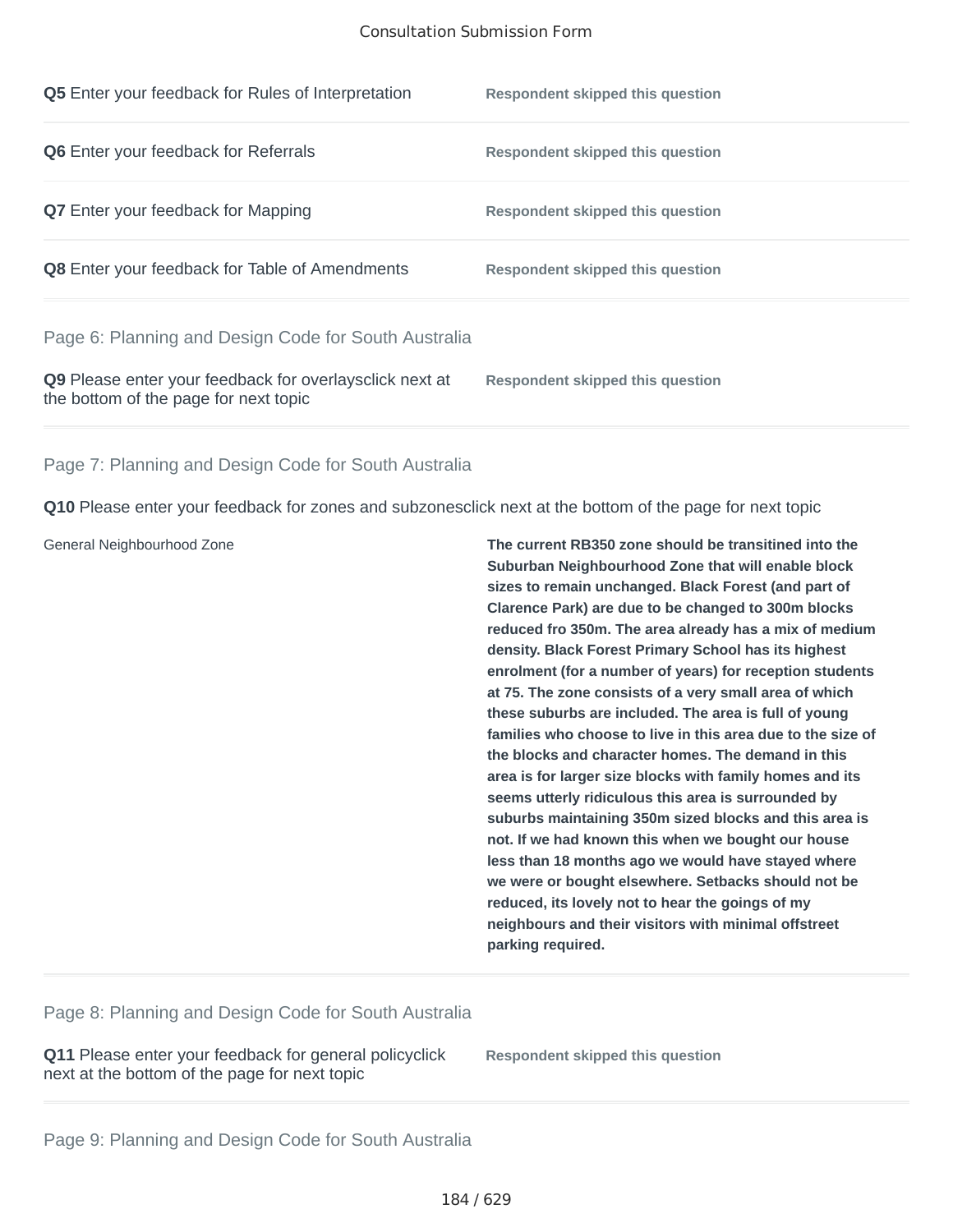**Q5** Enter your feedback for Rules of Interpretation — **Respondent skipped this question**

**Q6** Enter your feedback for Referrals — **Respondent skipped this question**

**Q7** Enter your feedback for Mapping — **Respondent skipped this question**

**Q8** Enter your feedback for Table of Amendments — **Respondent skipped this question**

## Page 6: Planning and Design Code for South Australia

**Q9** Please enter your feedback for overlaysclick next at the bottom of the page for next topic — **Respondent skipped this question**

## Page 7: Planning and Design Code for South Australia

**Q10** Please enter your feedback for zones and subzonesclick next at the bottom of the page for next topic

| | |
|---|---|
| General Neighbourhood Zone | **The current RB350 zone should be transitined into the Suburban Neighbourhood Zone that will enable block sizes to remain unchanged. Black Forest (and part of Clarence Park) are due to be changed to 300m blocks reduced fro 350m. The area already has a mix of medium density. Black Forest Primary School has its highest enrolment (for a number of years) for reception students at 75. The zone consists of a very small area of which these suburbs are included. The area is full of young families who choose to live in this area due to the size of the blocks and character homes. The demand in this area is for larger size blocks with family homes and its seems utterly ridiculous this area is surrounded by suburbs maintaining 350m sized blocks and this area is not. If we had known this when we bought our house less than 18 months ago we would have stayed where we were or bought elsewhere. Setbacks should not be reduced, its lovely not to hear the goings of my neighbours and their visitors with minimal offstreet parking required.** |

## Page 8: Planning and Design Code for South Australia

**Q11** Please enter your feedback for general policyclick next at the bottom of the page for next topic — **Respondent skipped this question**

## Page 9: Planning and Design Code for South Australia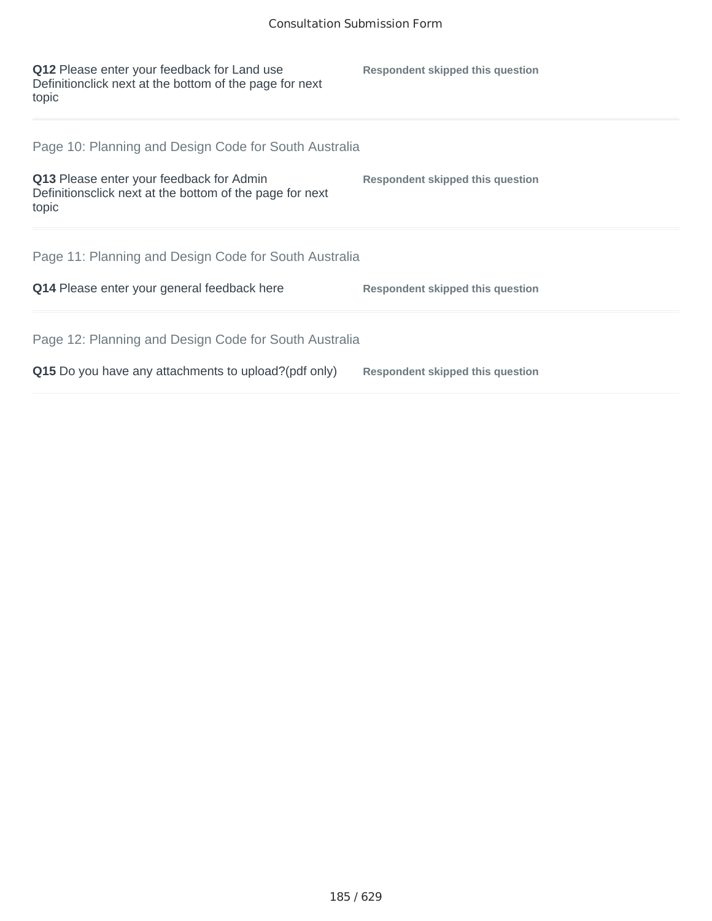**Q12** Please enter your feedback for Land use Definitionclick next at the bottom of the page for next topic

**Respondent skipped this question**

## Page 10: Planning and Design Code for South Australia

**Q13** Please enter your feedback for Admin Definitionsclick next at the bottom of the page for next topic

**Respondent skipped this question**

## Page 11: Planning and Design Code for South Australia

**Q14** Please enter your general feedback here

**Respondent skipped this question**

## Page 12: Planning and Design Code for South Australia

**Q15** Do you have any attachments to upload?(pdf only)

**Respondent skipped this question**